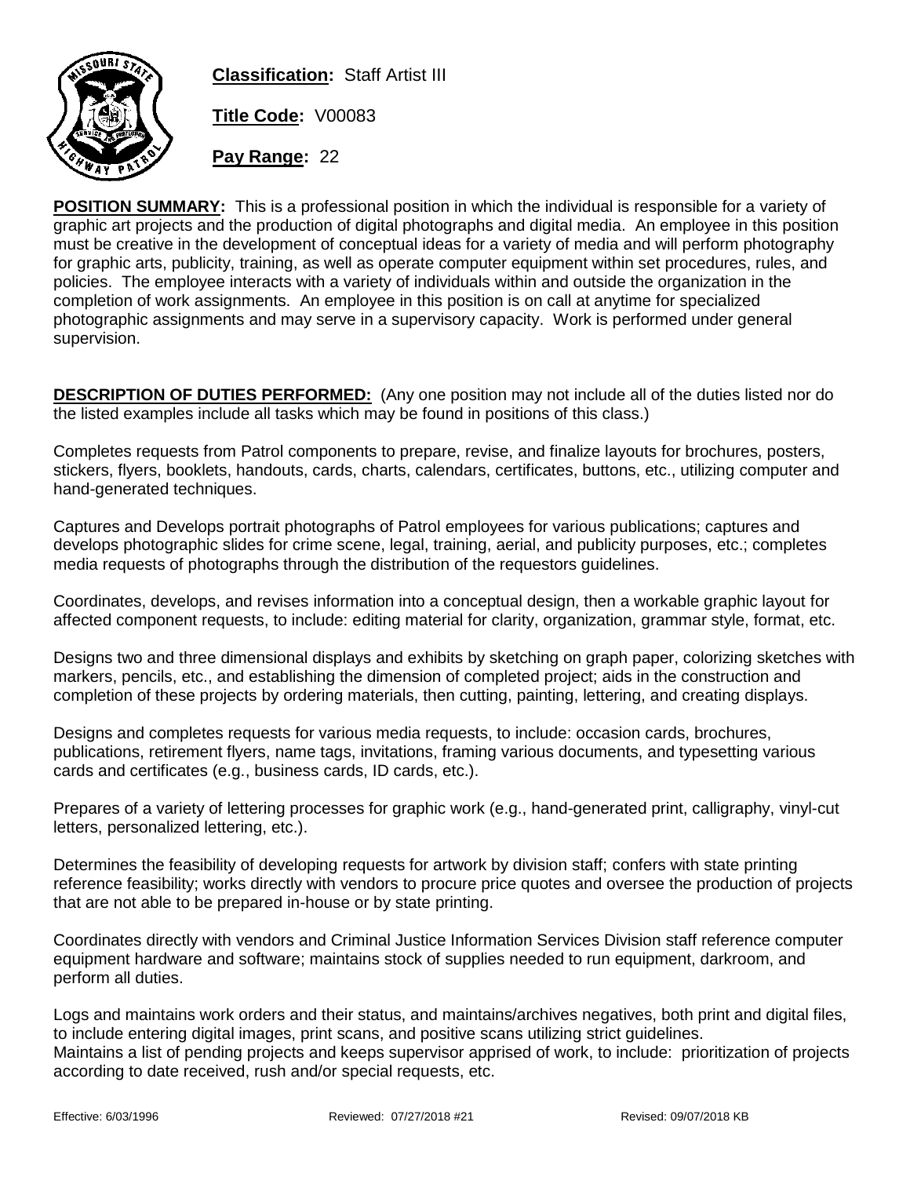**Classification:** Staff Artist III

**Title Code:** V00083

**Pay Range:** 22

**POSITION SUMMARY:** This is a professional position in which the individual is responsible for a variety of graphic art projects and the production of digital photographs and digital media. An employee in this position must be creative in the development of conceptual ideas for a variety of media and will perform photography for graphic arts, publicity, training, as well as operate computer equipment within set procedures, rules, and policies. The employee interacts with a variety of individuals within and outside the organization in the completion of work assignments. An employee in this position is on call at anytime for specialized photographic assignments and may serve in a supervisory capacity. Work is performed under general supervision.

**DESCRIPTION OF DUTIES PERFORMED:** (Any one position may not include all of the duties listed nor do the listed examples include all tasks which may be found in positions of this class.)

Completes requests from Patrol components to prepare, revise, and finalize layouts for brochures, posters, stickers, flyers, booklets, handouts, cards, charts, calendars, certificates, buttons, etc., utilizing computer and hand-generated techniques.

Captures and Develops portrait photographs of Patrol employees for various publications; captures and develops photographic slides for crime scene, legal, training, aerial, and publicity purposes, etc.; completes media requests of photographs through the distribution of the requestors guidelines.

Coordinates, develops, and revises information into a conceptual design, then a workable graphic layout for affected component requests, to include: editing material for clarity, organization, grammar style, format, etc.

Designs two and three dimensional displays and exhibits by sketching on graph paper, colorizing sketches with markers, pencils, etc., and establishing the dimension of completed project; aids in the construction and completion of these projects by ordering materials, then cutting, painting, lettering, and creating displays.

Designs and completes requests for various media requests, to include: occasion cards, brochures, publications, retirement flyers, name tags, invitations, framing various documents, and typesetting various cards and certificates (e.g., business cards, ID cards, etc.).

Prepares of a variety of lettering processes for graphic work (e.g., hand-generated print, calligraphy, vinyl-cut letters, personalized lettering, etc.).

Determines the feasibility of developing requests for artwork by division staff; confers with state printing reference feasibility; works directly with vendors to procure price quotes and oversee the production of projects that are not able to be prepared in-house or by state printing.

Coordinates directly with vendors and Criminal Justice Information Services Division staff reference computer equipment hardware and software; maintains stock of supplies needed to run equipment, darkroom, and perform all duties.

Logs and maintains work orders and their status, and maintains/archives negatives, both print and digital files, to include entering digital images, print scans, and positive scans utilizing strict guidelines.
Maintains a list of pending projects and keeps supervisor apprised of work, to include: prioritization of projects according to date received, rush and/or special requests, etc.

Effective: 6/03/1996 Reviewed: 07/27/2018 #21 Revised: 09/07/2018 KB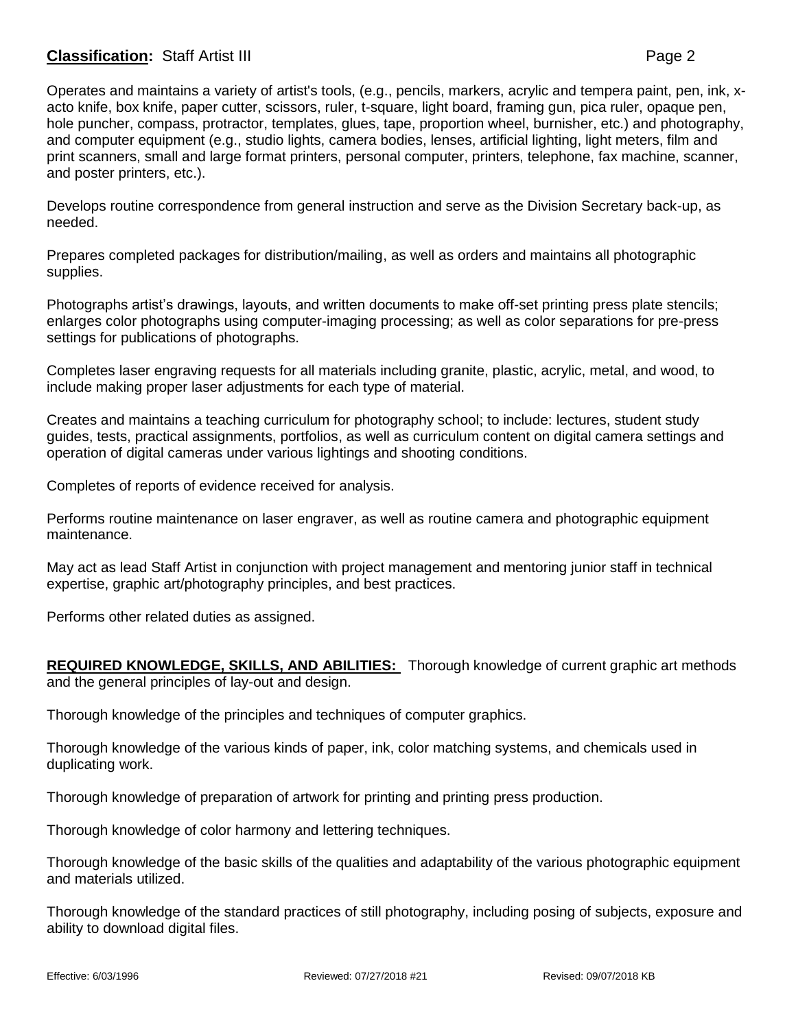Operates and maintains a variety of artist's tools, (e.g., pencils, markers, acrylic and tempera paint, pen, ink, x-acto knife, box knife, paper cutter, scissors, ruler, t-square, light board, framing gun, pica ruler, opaque pen, hole puncher, compass, protractor, templates, glues, tape, proportion wheel, burnisher, etc.) and photography, and computer equipment (e.g., studio lights, camera bodies, lenses, artificial lighting, light meters, film and print scanners, small and large format printers, personal computer, printers, telephone, fax machine, scanner, and poster printers, etc.).

Develops routine correspondence from general instruction and serve as the Division Secretary back-up, as needed.

Prepares completed packages for distribution/mailing, as well as orders and maintains all photographic supplies.

Photographs artist's drawings, layouts, and written documents to make off-set printing press plate stencils; enlarges color photographs using computer-imaging processing; as well as color separations for pre-press settings for publications of photographs.

Completes laser engraving requests for all materials including granite, plastic, acrylic, metal, and wood, to include making proper laser adjustments for each type of material.

Creates and maintains a teaching curriculum for photography school; to include: lectures, student study guides, tests, practical assignments, portfolios, as well as curriculum content on digital camera settings and operation of digital cameras under various lightings and shooting conditions.

Completes of reports of evidence received for analysis.

Performs routine maintenance on laser engraver, as well as routine camera and photographic equipment maintenance.

May act as lead Staff Artist in conjunction with project management and mentoring junior staff in technical expertise, graphic art/photography principles, and best practices.

Performs other related duties as assigned.

**REQUIRED KNOWLEDGE, SKILLS, AND ABILITIES:** Thorough knowledge of current graphic art methods and the general principles of lay-out and design.

Thorough knowledge of the principles and techniques of computer graphics.

Thorough knowledge of the various kinds of paper, ink, color matching systems, and chemicals used in duplicating work.

Thorough knowledge of preparation of artwork for printing and printing press production.

Thorough knowledge of color harmony and lettering techniques.

Thorough knowledge of the basic skills of the qualities and adaptability of the various photographic equipment and materials utilized.

Thorough knowledge of the standard practices of still photography, including posing of subjects, exposure and ability to download digital files.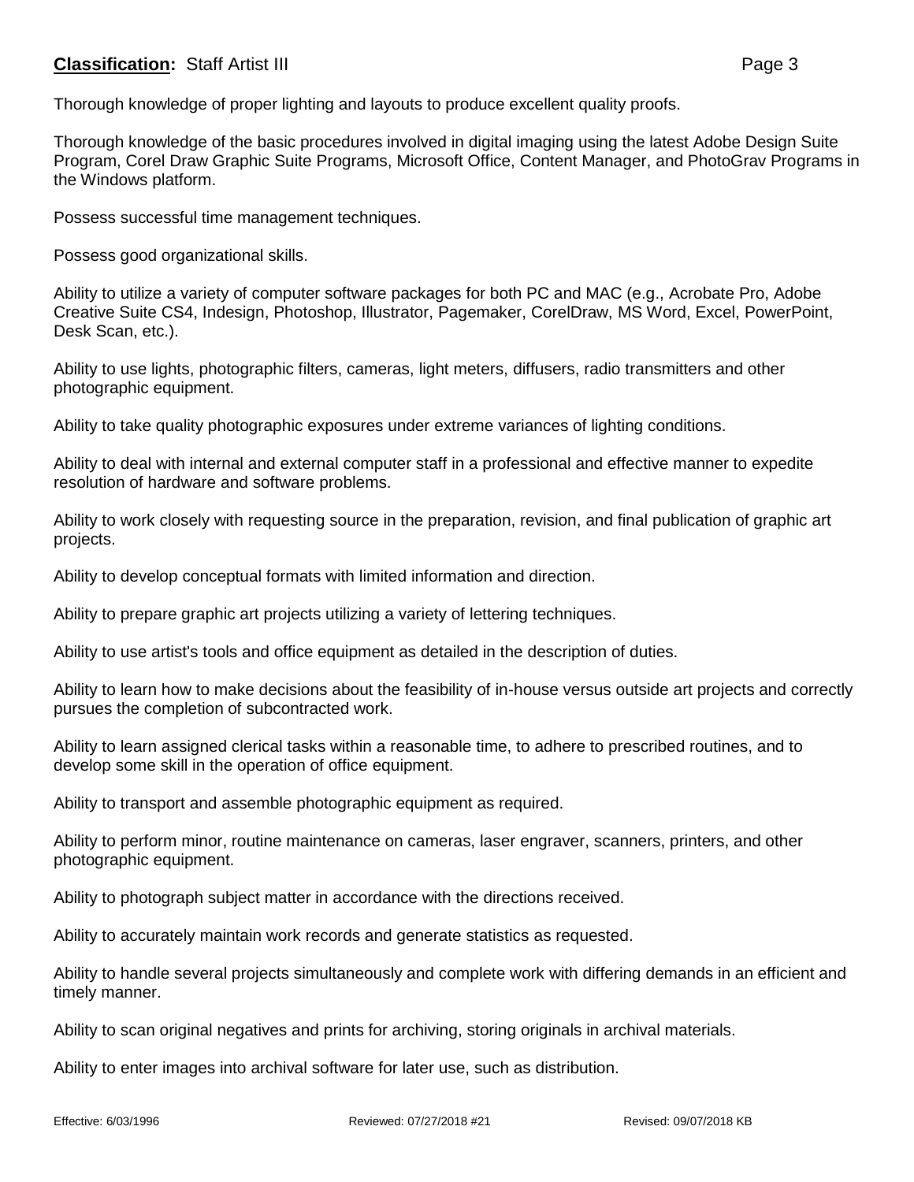Thorough knowledge of proper lighting and layouts to produce excellent quality proofs.

Thorough knowledge of the basic procedures involved in digital imaging using the latest Adobe Design Suite Program, Corel Draw Graphic Suite Programs, Microsoft Office, Content Manager, and PhotoGrav Programs in the Windows platform.

Possess successful time management techniques.

Possess good organizational skills.

Ability to utilize a variety of computer software packages for both PC and MAC (e.g., Acrobate Pro, Adobe Creative Suite CS4, Indesign, Photoshop, Illustrator, Pagemaker, CorelDraw, MS Word, Excel, PowerPoint, Desk Scan, etc.).

Ability to use lights, photographic filters, cameras, light meters, diffusers, radio transmitters and other photographic equipment.

Ability to take quality photographic exposures under extreme variances of lighting conditions.

Ability to deal with internal and external computer staff in a professional and effective manner to expedite resolution of hardware and software problems.

Ability to work closely with requesting source in the preparation, revision, and final publication of graphic art projects.

Ability to develop conceptual formats with limited information and direction.

Ability to prepare graphic art projects utilizing a variety of lettering techniques.

Ability to use artist's tools and office equipment as detailed in the description of duties.

Ability to learn how to make decisions about the feasibility of in-house versus outside art projects and correctly pursues the completion of subcontracted work.

Ability to learn assigned clerical tasks within a reasonable time, to adhere to prescribed routines, and to develop some skill in the operation of office equipment.

Ability to transport and assemble photographic equipment as required.

Ability to perform minor, routine maintenance on cameras, laser engraver, scanners, printers, and other photographic equipment.

Ability to photograph subject matter in accordance with the directions received.

Ability to accurately maintain work records and generate statistics as requested.

Ability to handle several projects simultaneously and complete work with differing demands in an efficient and timely manner.

Ability to scan original negatives and prints for archiving, storing originals in archival materials.

Ability to enter images into archival software for later use, such as distribution.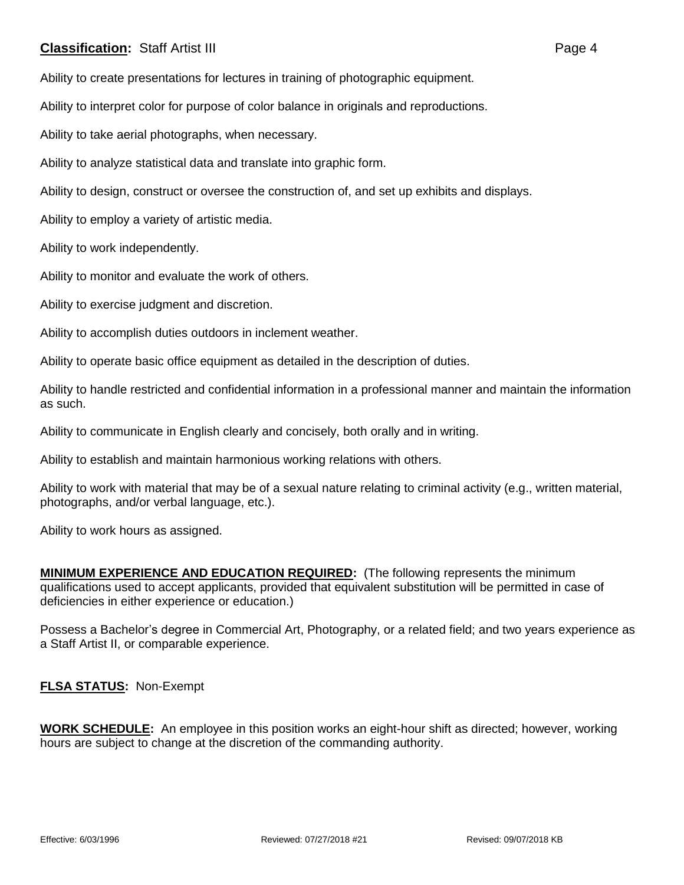Ability to create presentations for lectures in training of photographic equipment.

Ability to interpret color for purpose of color balance in originals and reproductions.

Ability to take aerial photographs, when necessary.

Ability to analyze statistical data and translate into graphic form.

Ability to design, construct or oversee the construction of, and set up exhibits and displays.

Ability to employ a variety of artistic media.

Ability to work independently.

Ability to monitor and evaluate the work of others.

Ability to exercise judgment and discretion.

Ability to accomplish duties outdoors in inclement weather.

Ability to operate basic office equipment as detailed in the description of duties.

Ability to handle restricted and confidential information in a professional manner and maintain the information as such.

Ability to communicate in English clearly and concisely, both orally and in writing.

Ability to establish and maintain harmonious working relations with others.

Ability to work with material that may be of a sexual nature relating to criminal activity (e.g., written material, photographs, and/or verbal language, etc.).

Ability to work hours as assigned.

**MINIMUM EXPERIENCE AND EDUCATION REQUIRED:** (The following represents the minimum qualifications used to accept applicants, provided that equivalent substitution will be permitted in case of deficiencies in either experience or education.)

Possess a Bachelor's degree in Commercial Art, Photography, or a related field; and two years experience as a Staff Artist II, or comparable experience.

**FLSA STATUS:** Non-Exempt

**WORK SCHEDULE:** An employee in this position works an eight-hour shift as directed; however, working hours are subject to change at the discretion of the commanding authority.